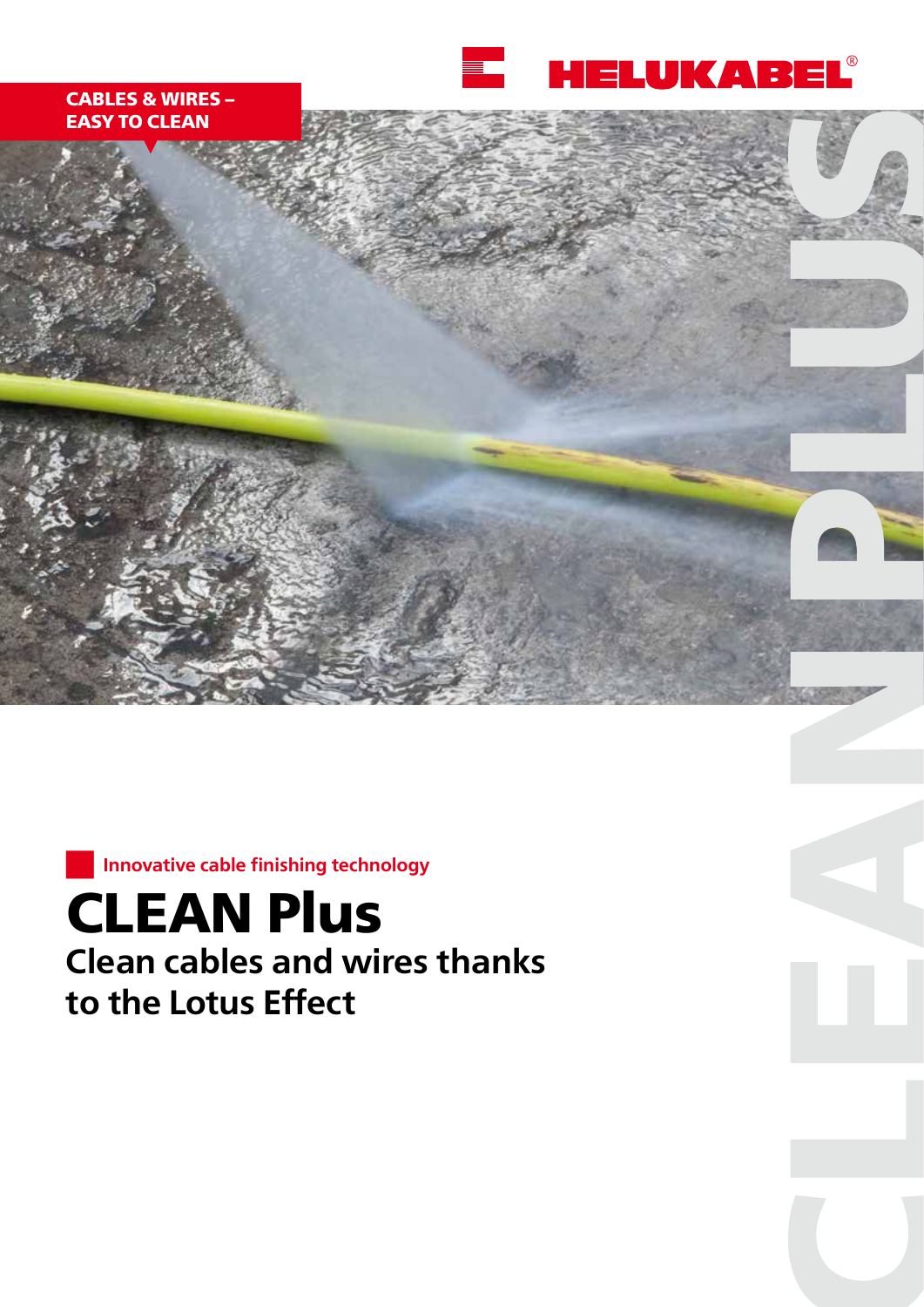HELUKABEL®

**CABLES & WIRES – EASY TO CLEAN**

Innovative cable finishing technology

# CLEAN Plus

## Clean cables and wires thanks to the Lotus Effect

CLEAN PLUS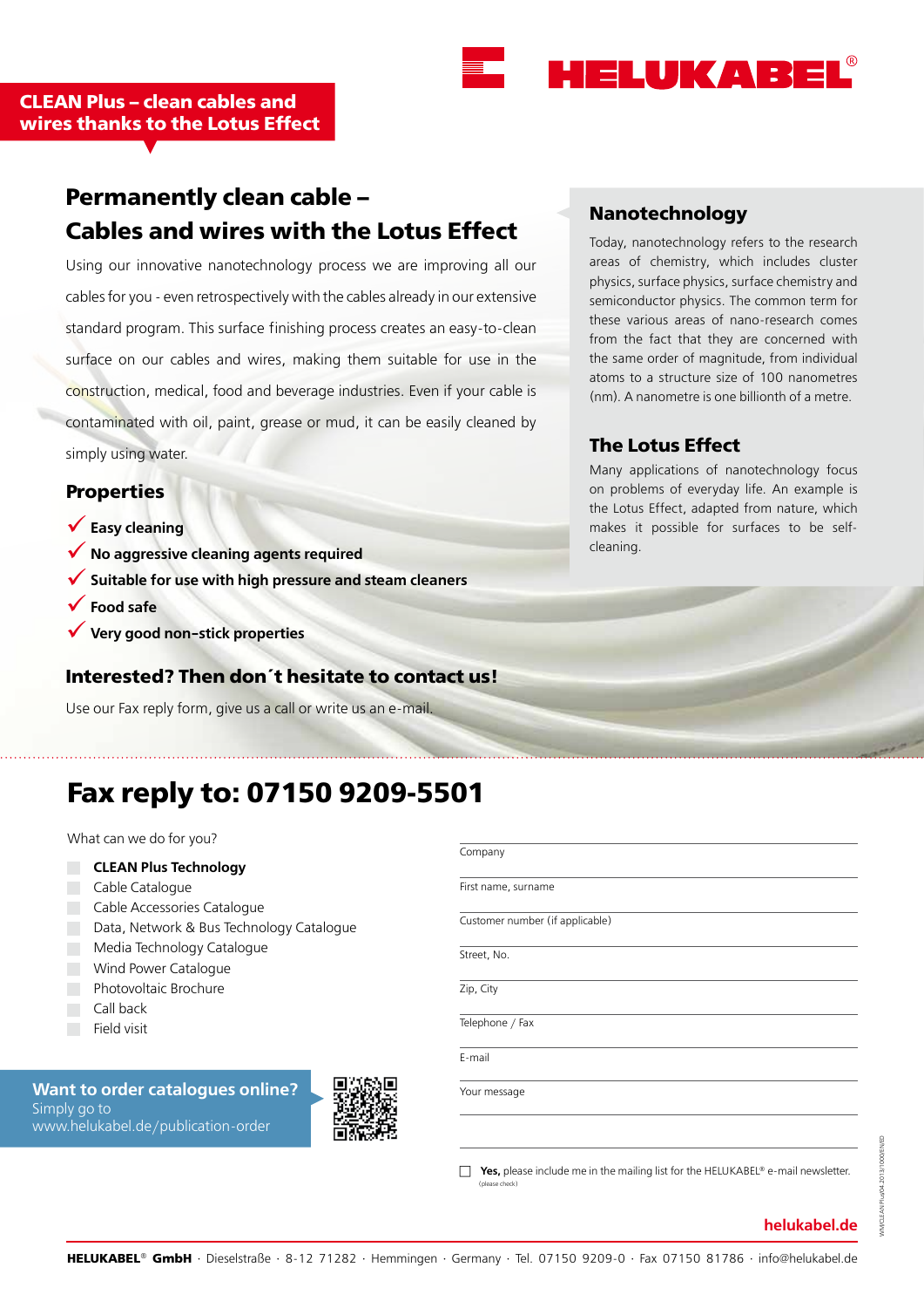HELUKABEL®

**CLEAN Plus – clean cables and wires thanks to the Lotus Effect**

## Permanently clean cable – Cables and wires with the Lotus Effect

Using our innovative nanotechnology process we are improving all our cables for you - even retrospectively with the cables already in our extensive standard program. This surface finishing process creates an easy-to-clean surface on our cables and wires, making them suitable for use in the construction, medical, food and beverage industries. Even if your cable is contaminated with oil, paint, grease or mud, it can be easily cleaned by simply using water.

### Properties

- ✓ **Easy cleaning**
- ✓ **No aggressive cleaning agents required**
- ✓ **Suitable for use with high pressure and steam cleaners**
- ✓ **Food safe**
- ✓ **Very good non-stick properties**

### Interested? Then don´t hesitate to contact us!

Use our Fax reply form, give us a call or write us an e-mail.

### Nanotechnology

Today, nanotechnology refers to the research areas of chemistry, which includes cluster physics, surface physics, surface chemistry and semiconductor physics. The common term for these various areas of nano-research comes from the fact that they are concerned with the same order of magnitude, from individual atoms to a structure size of 100 nanometres (nm). A nanometre is one billionth of a metre.

### The Lotus Effect

Many applications of nanotechnology focus on problems of everyday life. An example is the Lotus Effect, adapted from nature, which makes it possible for surfaces to be self-cleaning.

## Fax reply to: 07150 9209-5501

What can we do for you?

- ☐ **CLEAN Plus Technology**
- ☐ Cable Catalogue
- ☐ Cable Accessories Catalogue
- ☐ Data, Network & Bus Technology Catalogue
- ☐ Media Technology Catalogue
- ☐ Wind Power Catalogue
- ☐ Photovoltaic Brochure
- ☐ Call back
- ☐ Field visit

Company

First name, surname

Customer number (if applicable)

Street, No.

Zip, City

Telephone / Fax

E-mail

Your message

☐ **Yes,** please include me in the mailing list for the HELUKABEL® e-mail newsletter.
(please check)

**Want to order catalogues online?**
Simply go to
www.helukabel.de/publication-order

WM/CLEAN Plus/04.2013/1000/EN/ED

**helukabel.de**

**HELUKABEL® GmbH** · Dieselstraße · 8-12 71282 · Hemmingen · Germany · Tel. 07150 9209-0 · Fax 07150 81786 · info@helukabel.de